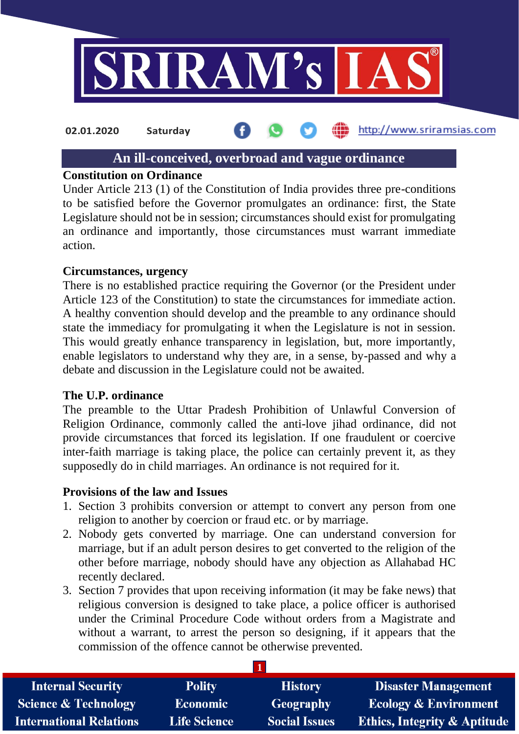# An ill-conceived, overbroad and vague ordinance

### Constitution on Ordinance

Under Article 213 (1) of the Constitution of India provides three pre-conditions to be satisfied before the Governor promulgates an ordinance: first, the State Legislature should not be in session; circumstances should exist for promulgating an ordinance and importantly, those circumstances must warrant immediate action.

### Circumstances, urgency

There is no established practice requiring the Governor (or the President under Article 123 of the Constitution) to state the circumstances for immediate action. A healthy convention should develop and the preamble to any ordinance should state the immediacy for promulgating it when the Legislature is not in session. This would greatly enhance transparency in legislation, but, more importantly, enable legislators to understand why they are, in a sense, by-passed and why a debate and discussion in the Legislature could not be awaited.

### The U.P. ordinance

The preamble to the Uttar Pradesh Prohibition of Unlawful Conversion of Religion Ordinance, commonly called the anti-love jihad ordinance, did not provide circumstances that forced its legislation. If one fraudulent or coercive inter-faith marriage is taking place, the police can certainly prevent it, as they supposedly do in child marriages. An ordinance is not required for it.

### Provisions of the law and Issues

1. Section 3 prohibits conversion or attempt to convert any person from one religion to another by coercion or fraud etc. or by marriage.
2. Nobody gets converted by marriage. One can understand conversion for marriage, but if an adult person desires to get converted to the religion of the other before marriage, nobody should have any objection as Allahabad HC recently declared.
3. Section 7 provides that upon receiving information (it may be fake news) that religious conversion is designed to take place, a police officer is authorised under the Criminal Procedure Code without orders from a Magistrate and without a warrant, to arrest the person so designing, if it appears that the commission of the offence cannot be otherwise prevented.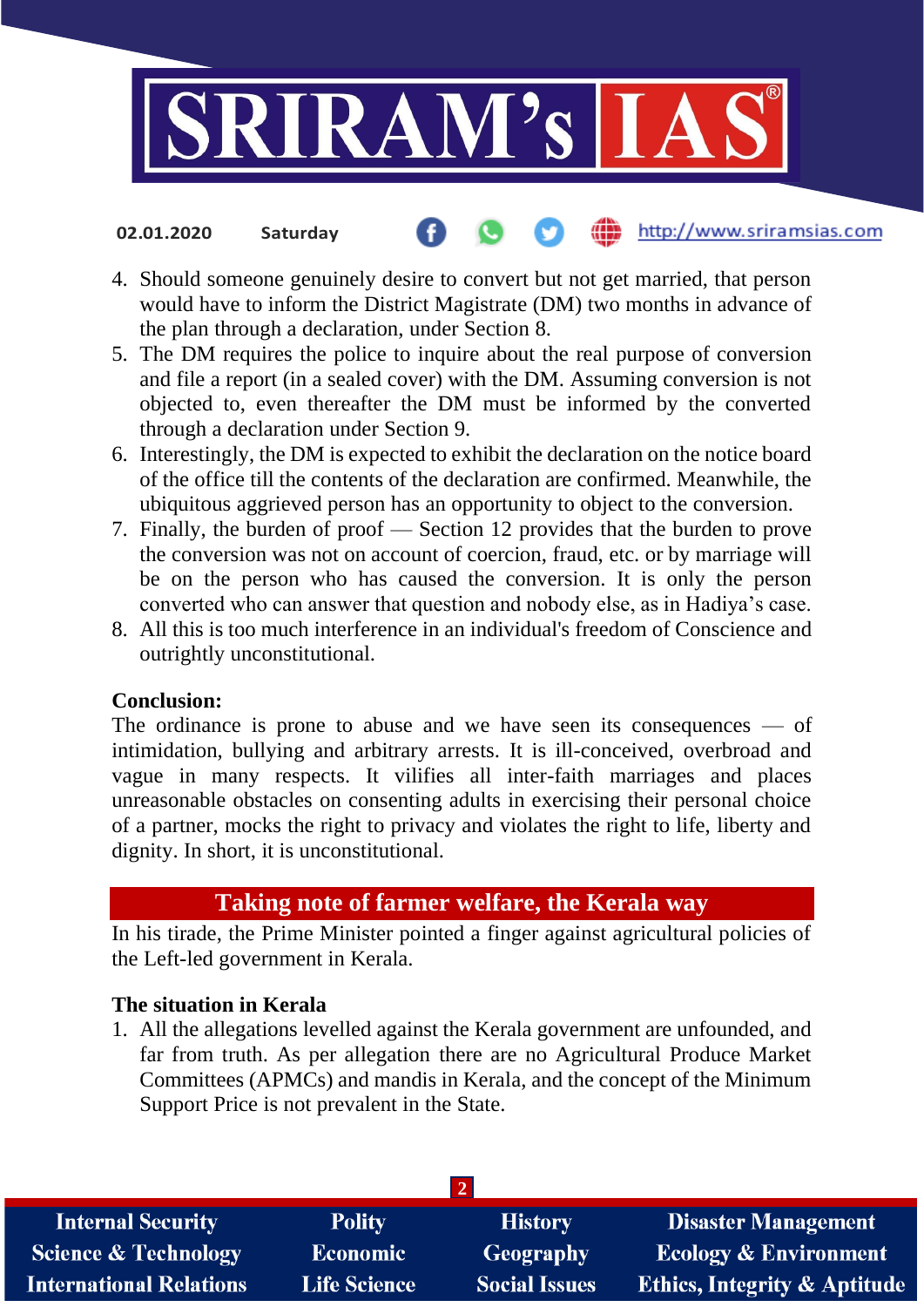4. Should someone genuinely desire to convert but not get married, that person would have to inform the District Magistrate (DM) two months in advance of the plan through a declaration, under Section 8.
5. The DM requires the police to inquire about the real purpose of conversion and file a report (in a sealed cover) with the DM. Assuming conversion is not objected to, even thereafter the DM must be informed by the converted through a declaration under Section 9.
6. Interestingly, the DM is expected to exhibit the declaration on the notice board of the office till the contents of the declaration are confirmed. Meanwhile, the ubiquitous aggrieved person has an opportunity to object to the conversion.
7. Finally, the burden of proof — Section 12 provides that the burden to prove the conversion was not on account of coercion, fraud, etc. or by marriage will be on the person who has caused the conversion. It is only the person converted who can answer that question and nobody else, as in Hadiya's case.
8. All this is too much interference in an individual's freedom of Conscience and outrightly unconstitutional.

**Conclusion:**

The ordinance is prone to abuse and we have seen its consequences — of intimidation, bullying and arbitrary arrests. It is ill-conceived, overbroad and vague in many respects. It vilifies all inter-faith marriages and places unreasonable obstacles on consenting adults in exercising their personal choice of a partner, mocks the right to privacy and violates the right to life, liberty and dignity. In short, it is unconstitutional.

## Taking note of farmer welfare, the Kerala way

In his tirade, the Prime Minister pointed a finger against agricultural policies of the Left-led government in Kerala.

**The situation in Kerala**

1. All the allegations levelled against the Kerala government are unfounded, and far from truth. As per allegation there are no Agricultural Produce Market Committees (APMCs) and mandis in Kerala, and the concept of the Minimum Support Price is not prevalent in the State.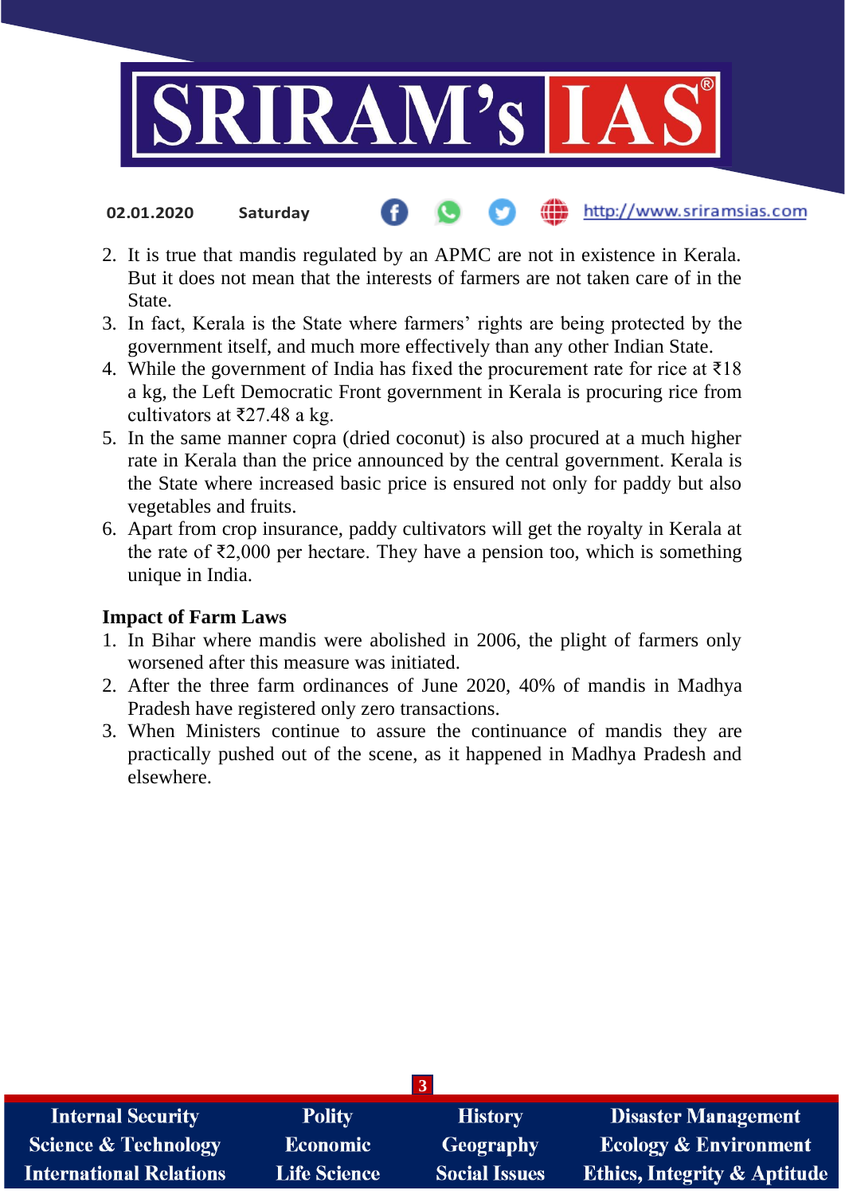2. It is true that mandis regulated by an APMC are not in existence in Kerala. But it does not mean that the interests of farmers are not taken care of in the State.
3. In fact, Kerala is the State where farmers' rights are being protected by the government itself, and much more effectively than any other Indian State.
4. While the government of India has fixed the procurement rate for rice at ₹18 a kg, the Left Democratic Front government in Kerala is procuring rice from cultivators at ₹27.48 a kg.
5. In the same manner copra (dried coconut) is also procured at a much higher rate in Kerala than the price announced by the central government. Kerala is the State where increased basic price is ensured not only for paddy but also vegetables and fruits.
6. Apart from crop insurance, paddy cultivators will get the royalty in Kerala at the rate of ₹2,000 per hectare. They have a pension too, which is something unique in India.

**Impact of Farm Laws**

1. In Bihar where mandis were abolished in 2006, the plight of farmers only worsened after this measure was initiated.
2. After the three farm ordinances of June 2020, 40% of mandis in Madhya Pradesh have registered only zero transactions.
3. When Ministers continue to assure the continuance of mandis they are practically pushed out of the scene, as it happened in Madhya Pradesh and elsewhere.